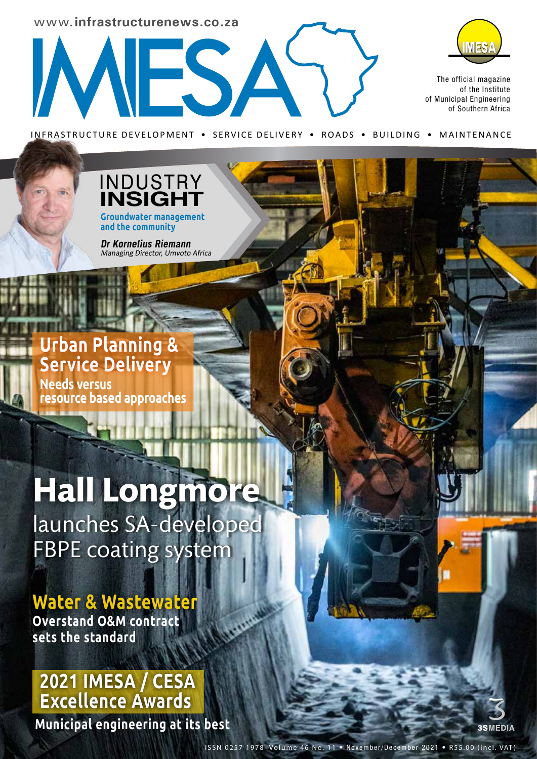www.infrastructurenews.co.za

# IMESA

The official magazine of the Institute of Municipal Engineering of Southern Africa

INFRASTRUCTURE DEVELOPMENT • SERVICE DELIVERY • ROADS • BUILDING • MAINTENANCE

## INDUSTRY INSIGHT

**Groundwater management and the community**

***Dr Kornelius Riemann***
*Managing Director, Umvoto Africa*

## Urban Planning & Service Delivery

**Needs versus resource based approaches**

# Hall Longmore

launches SA-developed FBPE coating system

## Water & Wastewater

**Overstand O&M contract sets the standard**

## 2021 IMESA / CESA Excellence Awards

**Municipal engineering at its best**

3SMEDIA

ISSN 0257 1978 Volume 46 No. 11 • November/December 2021 • R55.00 (incl. VAT)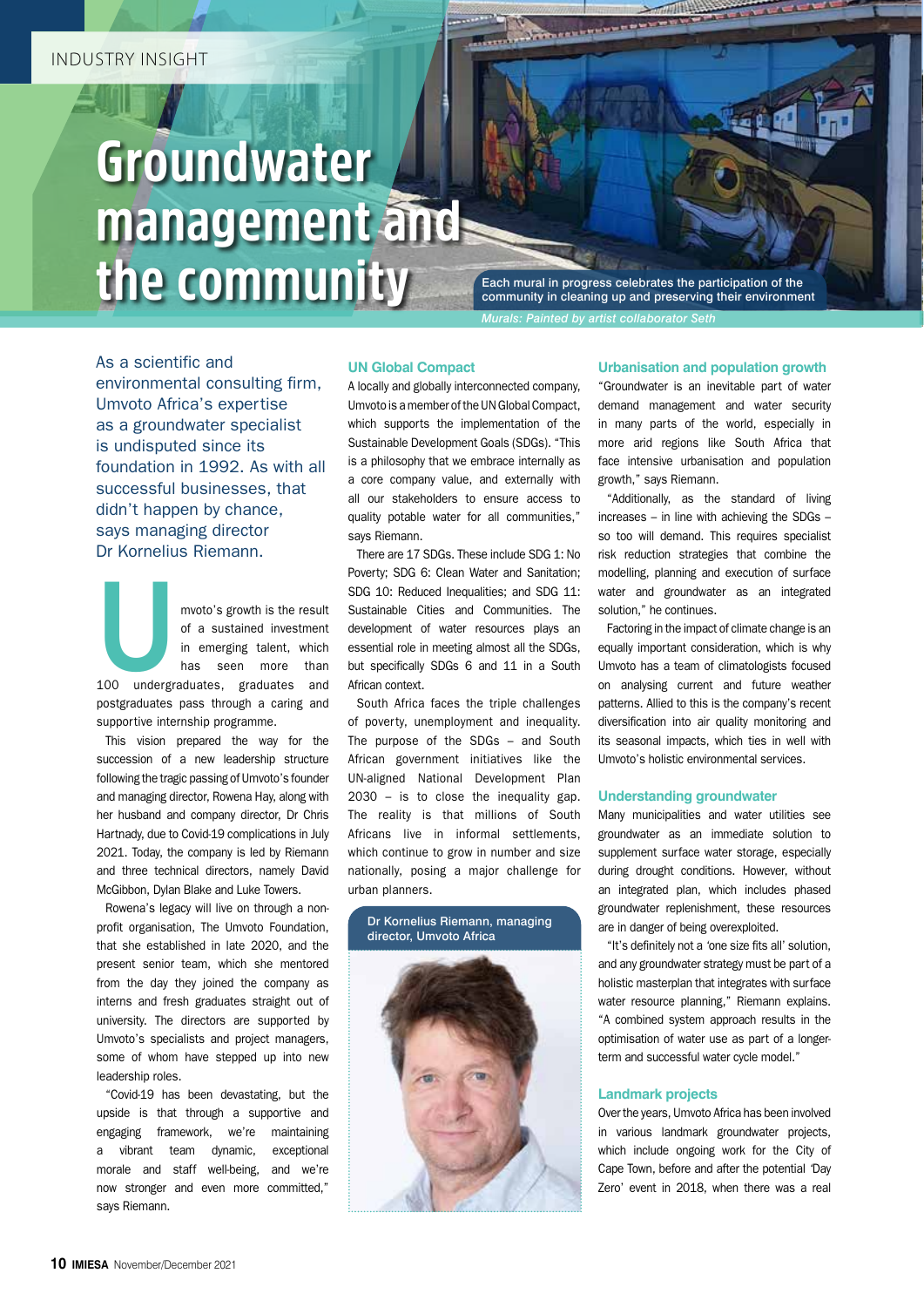INDUSTRY INSIGHT

# Groundwater management and the community

Each mural in progress celebrates the participation of the community in cleaning up and preserving their environment

*Murals: Painted by artist collaborator Seth*

As a scientific and environmental consulting firm, Umvoto Africa's expertise as a groundwater specialist is undisputed since its foundation in 1992. As with all successful businesses, that didn't happen by chance, says managing director Dr Kornelius Riemann.

Umvoto's growth is the result of a sustained investment in emerging talent, which has seen more than 100 undergraduates, graduates and postgraduates pass through a caring and supportive internship programme.

This vision prepared the way for the succession of a new leadership structure following the tragic passing of Umvoto's founder and managing director, Rowena Hay, along with her husband and company director, Dr Chris Hartnady, due to Covid-19 complications in July 2021. Today, the company is led by Riemann and three technical directors, namely David McGibbon, Dylan Blake and Luke Towers.

Rowena's legacy will live on through a non-profit organisation, The Umvoto Foundation, that she established in late 2020, and the present senior team, which she mentored from the day they joined the company as interns and fresh graduates straight out of university. The directors are supported by Umvoto's specialists and project managers, some of whom have stepped up into new leadership roles.

"Covid-19 has been devastating, but the upside is that through a supportive and engaging framework, we're maintaining a vibrant team dynamic, exceptional morale and staff well-being, and we're now stronger and even more committed," says Riemann.

## UN Global Compact

A locally and globally interconnected company, Umvoto is a member of the UN Global Compact, which supports the implementation of the Sustainable Development Goals (SDGs). "This is a philosophy that we embrace internally as a core company value, and externally with all our stakeholders to ensure access to quality potable water for all communities," says Riemann.

There are 17 SDGs. These include SDG 1: No Poverty; SDG 6: Clean Water and Sanitation; SDG 10: Reduced Inequalities; and SDG 11: Sustainable Cities and Communities. The development of water resources plays an essential role in meeting almost all the SDGs, but specifically SDGs 6 and 11 in a South African context.

South Africa faces the triple challenges of poverty, unemployment and inequality. The purpose of the SDGs – and South African government initiatives like the UN-aligned National Development Plan 2030 – is to close the inequality gap. The reality is that millions of South Africans live in informal settlements, which continue to grow in number and size nationally, posing a major challenge for urban planners.

Dr Kornelius Riemann, managing director, Umvoto Africa

## Urbanisation and population growth

"Groundwater is an inevitable part of water demand management and water security in many parts of the world, especially in more arid regions like South Africa that face intensive urbanisation and population growth," says Riemann.

"Additionally, as the standard of living increases – in line with achieving the SDGs – so too will demand. This requires specialist risk reduction strategies that combine the modelling, planning and execution of surface water and groundwater as an integrated solution," he continues.

Factoring in the impact of climate change is an equally important consideration, which is why Umvoto has a team of climatologists focused on analysing current and future weather patterns. Allied to this is the company's recent diversification into air quality monitoring and its seasonal impacts, which ties in well with Umvoto's holistic environmental services.

## Understanding groundwater

Many municipalities and water utilities see groundwater as an immediate solution to supplement surface water storage, especially during drought conditions. However, without an integrated plan, which includes phased groundwater replenishment, these resources are in danger of being overexploited.

"It's definitely not a 'one size fits all' solution, and any groundwater strategy must be part of a holistic masterplan that integrates with surface water resource planning," Riemann explains. "A combined system approach results in the optimisation of water use as part of a longer-term and successful water cycle model."

## Landmark projects

Over the years, Umvoto Africa has been involved in various landmark groundwater projects, which include ongoing work for the City of Cape Town, before and after the potential 'Day Zero' event in 2018, when there was a real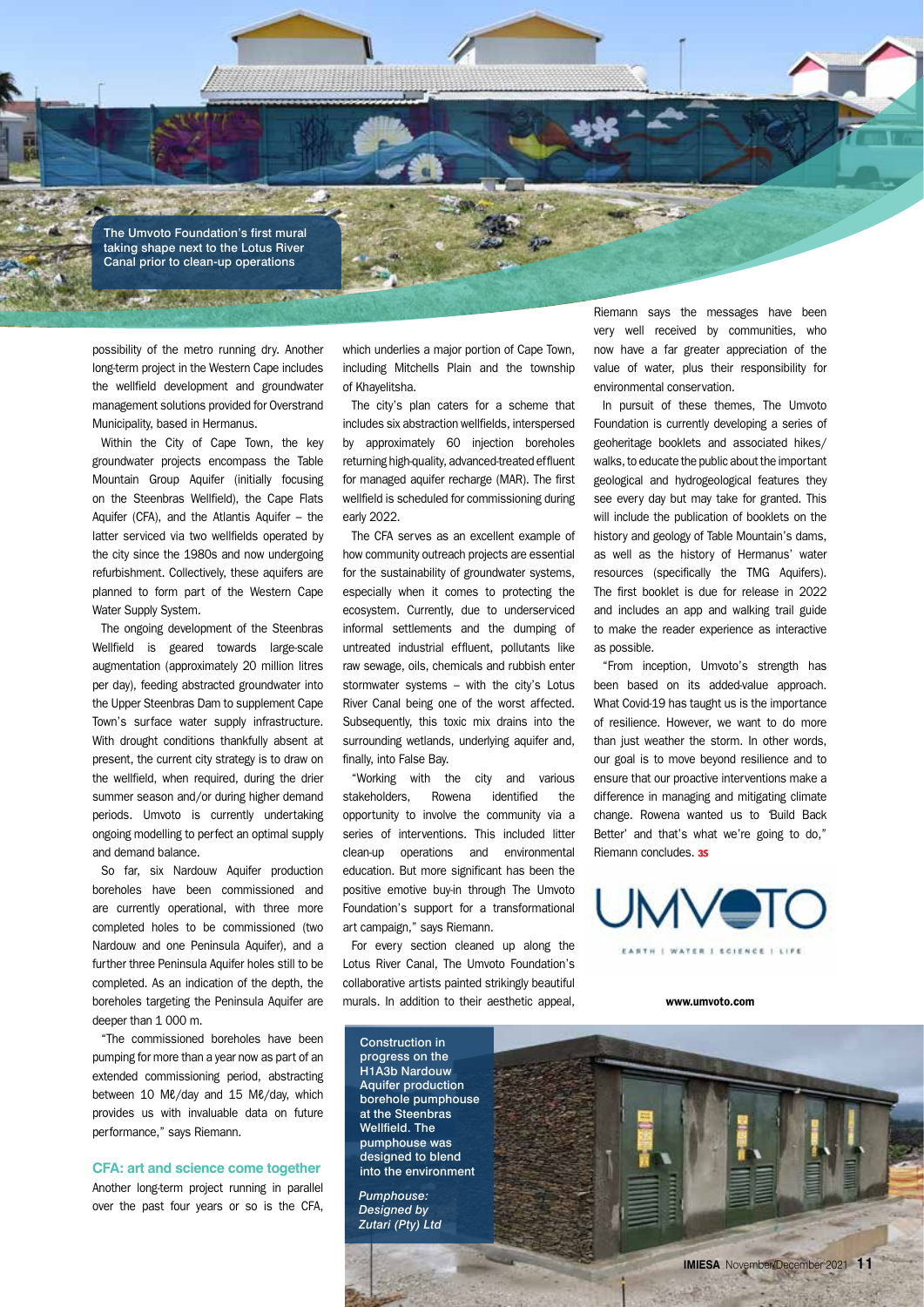The Umvoto Foundation's first mural taking shape next to the Lotus River Canal prior to clean-up operations

possibility of the metro running dry. Another long-term project in the Western Cape includes the wellfield development and groundwater management solutions provided for Overstrand Municipality, based in Hermanus.

Within the City of Cape Town, the key groundwater projects encompass the Table Mountain Group Aquifer (initially focusing on the Steenbras Wellfield), the Cape Flats Aquifer (CFA), and the Atlantis Aquifer – the latter serviced via two wellfields operated by the city since the 1980s and now undergoing refurbishment. Collectively, these aquifers are planned to form part of the Western Cape Water Supply System.

The ongoing development of the Steenbras Wellfield is geared towards large-scale augmentation (approximately 20 million litres per day), feeding abstracted groundwater into the Upper Steenbras Dam to supplement Cape Town's surface water supply infrastructure. With drought conditions thankfully absent at present, the current city strategy is to draw on the wellfield, when required, during the drier summer season and/or during higher demand periods. Umvoto is currently undertaking ongoing modelling to perfect an optimal supply and demand balance.

So far, six Nardouw Aquifer production boreholes have been commissioned and are currently operational, with three more completed holes to be commissioned (two Nardouw and one Peninsula Aquifer), and a further three Peninsula Aquifer holes still to be completed. As an indication of the depth, the boreholes targeting the Peninsula Aquifer are deeper than 1 000 m.

"The commissioned boreholes have been pumping for more than a year now as part of an extended commissioning period, abstracting between 10 Mℓ/day and 15 Mℓ/day, which provides us with invaluable data on future performance," says Riemann.

### CFA: art and science come together

Another long-term project running in parallel over the past four years or so is the CFA, which underlies a major portion of Cape Town, including Mitchells Plain and the township of Khayelitsha.

The city's plan caters for a scheme that includes six abstraction wellfields, interspersed by approximately 60 injection boreholes returning high-quality, advanced-treated effluent for managed aquifer recharge (MAR). The first wellfield is scheduled for commissioning during early 2022.

The CFA serves as an excellent example of how community outreach projects are essential for the sustainability of groundwater systems, especially when it comes to protecting the ecosystem. Currently, due to underserviced informal settlements and the dumping of untreated industrial effluent, pollutants like raw sewage, oils, chemicals and rubbish enter stormwater systems – with the city's Lotus River Canal being one of the worst affected. Subsequently, this toxic mix drains into the surrounding wetlands, underlying aquifer and, finally, into False Bay.

"Working with the city and various stakeholders, Rowena identified the opportunity to involve the community via a series of interventions. This included litter clean-up operations and environmental education. But more significant has been the positive emotive buy-in through The Umvoto Foundation's support for a transformational art campaign," says Riemann.

For every section cleaned up along the Lotus River Canal, The Umvoto Foundation's collaborative artists painted strikingly beautiful murals. In addition to their aesthetic appeal, Riemann says the messages have been very well received by communities, who now have a far greater appreciation of the value of water, plus their responsibility for environmental conservation.

In pursuit of these themes, The Umvoto Foundation is currently developing a series of geoheritage booklets and associated hikes/walks, to educate the public about the important geological and hydrogeological features they see every day but may take for granted. This will include the publication of booklets on the history and geology of Table Mountain's dams, as well as the history of Hermanus' water resources (specifically the TMG Aquifers). The first booklet is due for release in 2022 and includes an app and walking trail guide to make the reader experience as interactive as possible.

"From inception, Umvoto's strength has been based on its added-value approach. What Covid-19 has taught us is the importance of resilience. However, we want to do more than just weather the storm. In other words, our goal is to move beyond resilience and to ensure that our proactive interventions make a difference in managing and mitigating climate change. Rowena wanted us to 'Build Back Better' and that's what we're going to do," Riemann concludes.

UMVOTO

EARTH | WATER | SCIENCE | LIFE

www.umvoto.com

Construction in progress on the H1A3b Nardouw Aquifer production borehole pumphouse at the Steenbras Wellfield. The pumphouse was designed to blend into the environment

*Pumphouse: Designed by Zutari (Pty) Ltd*